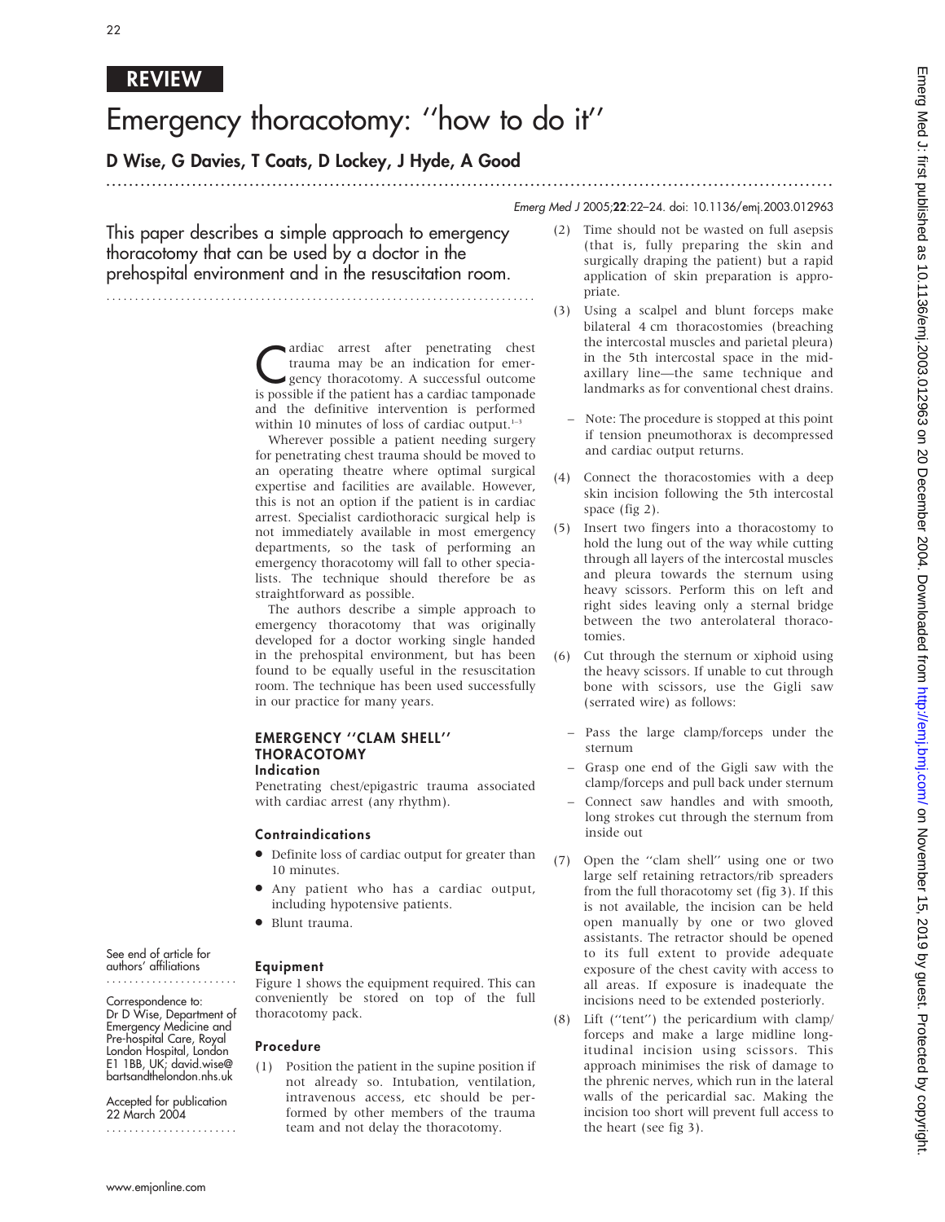REVIEW

# Emergency thoracotomy: ''how to do it''

**D Wise, G Davies, T Coats, D Lockey, J Hyde, A Good**

*Emerg Med J* 2005;**22**:22–24. doi: 10.1136/emj.2003.012963

This paper describes a simple approach to emergency thoracotomy that can be used by a doctor in the prehospital environment and in the resuscitation room.

See end of article for authors' affiliations

Correspondence to: Dr D Wise, Department of Emergency Medicine and Pre-hospital Care, Royal London Hospital, London E1 1BB, UK; david.wise@bartsandthelondon.nhs.uk

Accepted for publication 22 March 2004

Cardiac arrest after penetrating chest trauma may be an indication for emergency thoracotomy. A successful outcome is possible if the patient has a cardiac tamponade and the definitive intervention is performed within 10 minutes of loss of cardiac output.[1–3]

Wherever possible a patient needing surgery for penetrating chest trauma should be moved to an operating theatre where optimal surgical expertise and facilities are available. However, this is not an option if the patient is in cardiac arrest. Specialist cardiothoracic surgical help is not immediately available in most emergency departments, so the task of performing an emergency thoracotomy will fall to other specialists. The technique should therefore be as straightforward as possible.

The authors describe a simple approach to emergency thoracotomy that was originally developed for a doctor working single handed in the prehospital environment, but has been found to be equally useful in the resuscitation room. The technique has been used successfully in our practice for many years.

## EMERGENCY ''CLAM SHELL'' THORACOTOMY

### Indication

Penetrating chest/epigastric trauma associated with cardiac arrest (any rhythm).

### Contraindications

- Definite loss of cardiac output for greater than 10 minutes.
- Any patient who has a cardiac output, including hypotensive patients.
- Blunt trauma.

### Equipment

Figure 1 shows the equipment required. This can conveniently be stored on top of the full thoracotomy pack.

### Procedure

(1) Position the patient in the supine position if not already so. Intubation, ventilation, intravenous access, etc should be performed by other members of the trauma team and not delay the thoracotomy.

(2) Time should not be wasted on full asepsis (that is, fully preparing the skin and surgically draping the patient) but a rapid application of skin preparation is appropriate.

(3) Using a scalpel and blunt forceps make bilateral 4 cm thoracostomies (breaching the intercostal muscles and parietal pleura) in the 5th intercostal space in the mid-axillary line—the same technique and landmarks as for conventional chest drains.

– Note: The procedure is stopped at this point if tension pneumothorax is decompressed and cardiac output returns.

(4) Connect the thoracostomies with a deep skin incision following the 5th intercostal space (fig 2).

(5) Insert two fingers into a thoracostomy to hold the lung out of the way while cutting through all layers of the intercostal muscles and pleura towards the sternum using heavy scissors. Perform this on left and right sides leaving only a sternal bridge between the two anterolateral thoracotomies.

(6) Cut through the sternum or xiphoid using the heavy scissors. If unable to cut through bone with scissors, use the Gigli saw (serrated wire) as follows:

– Pass the large clamp/forceps under the sternum

– Grasp one end of the Gigli saw with the clamp/forceps and pull back under sternum

– Connect saw handles and with smooth, long strokes cut through the sternum from inside out

(7) Open the ''clam shell'' using one or two large self retaining retractors/rib spreaders from the full thoracotomy set (fig 3). If this is not available, the incision can be held open manually by one or two gloved assistants. The retractor should be opened to its full extent to provide adequate exposure of the chest cavity with access to all areas. If exposure is inadequate the incisions need to be extended posteriorly.

(8) Lift (''tent'') the pericardium with clamp/forceps and make a large midline longitudinal incision using scissors. This approach minimises the risk of damage to the phrenic nerves, which run in the lateral walls of the pericardial sac. Making the incision too short will prevent full access to the heart (see fig 3).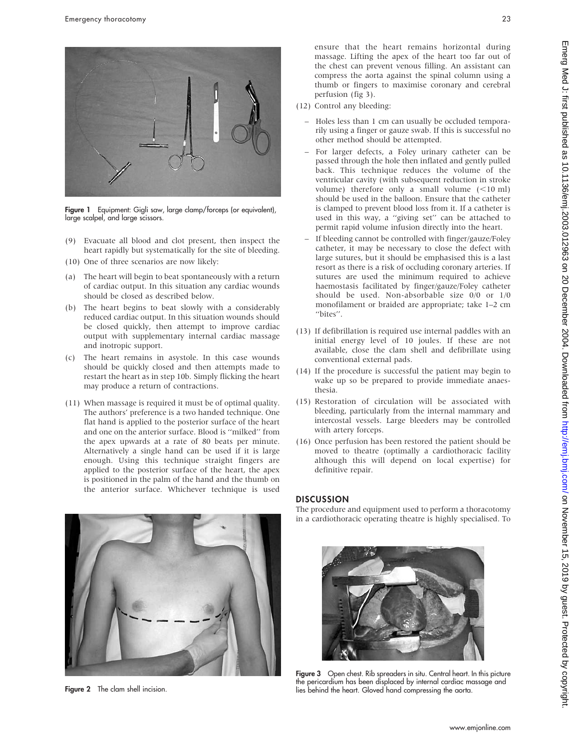Figure 1 Equipment: Gigli saw, large clamp/forceps (or equivalent), large scalpel, and large scissors.

(9) Evacuate all blood and clot present, then inspect the heart rapidly but systematically for the site of bleeding.

(10) One of three scenarios are now likely:

(a) The heart will begin to beat spontaneously with a return of cardiac output. In this situation any cardiac wounds should be closed as described below.

(b) The heart begins to beat slowly with a considerably reduced cardiac output. In this situation wounds should be closed quickly, then attempt to improve cardiac output with supplementary internal cardiac massage and inotropic support.

(c) The heart remains in asystole. In this case wounds should be quickly closed and then attempts made to restart the heart as in step 10b. Simply flicking the heart may produce a return of contractions.

(11) When massage is required it must be of optimal quality. The authors' preference is a two handed technique. One flat hand is applied to the posterior surface of the heart and one on the anterior surface. Blood is "milked" from the apex upwards at a rate of 80 beats per minute. Alternatively a single hand can be used if it is large enough. Using this technique straight fingers are applied to the posterior surface of the heart, the apex is positioned in the palm of the hand and the thumb on the anterior surface. Whichever technique is used ensure that the heart remains horizontal during massage. Lifting the apex of the heart too far out of the chest can prevent venous filling. An assistant can compress the aorta against the spinal column using a thumb or fingers to maximise coronary and cerebral perfusion (fig 3).

(12) Control any bleeding:

- Holes less than 1 cm can usually be occluded temporarily using a finger or gauze swab. If this is successful no other method should be attempted.
- For larger defects, a Foley urinary catheter can be passed through the hole then inflated and gently pulled back. This technique reduces the volume of the ventricular cavity (with subsequent reduction in stroke volume) therefore only a small volume (<10 ml) should be used in the balloon. Ensure that the catheter is clamped to prevent blood loss from it. If a catheter is used in this way, a "giving set" can be attached to permit rapid volume infusion directly into the heart.
- If bleeding cannot be controlled with finger/gauze/Foley catheter, it may be necessary to close the defect with large sutures, but it should be emphasised this is a last resort as there is a risk of occluding coronary arteries. If sutures are used the minimum required to achieve haemostasis facilitated by finger/gauze/Foley catheter should be used. Non-absorbable size 0/0 or 1/0 monofilament or braided are appropriate; take 1–2 cm "bites".

(13) If defibrillation is required use internal paddles with an initial energy level of 10 joules. If these are not available, close the clam shell and defibrillate using conventional external pads.

(14) If the procedure is successful the patient may begin to wake up so be prepared to provide immediate anaesthesia.

(15) Restoration of circulation will be associated with bleeding, particularly from the internal mammary and intercostal vessels. Large bleeders may be controlled with artery forceps.

(16) Once perfusion has been restored the patient should be moved to theatre (optimally a cardiothoracic facility although this will depend on local expertise) for definitive repair.

Figure 2 The clam shell incision.

## DISCUSSION

The procedure and equipment used to perform a thoracotomy in a cardiothoracic operating theatre is highly specialised. To

Figure 3 Open chest. Rib spreaders in situ. Central heart. In this picture the pericardium has been displaced by internal cardiac massage and lies behind the heart. Gloved hand compressing the aorta.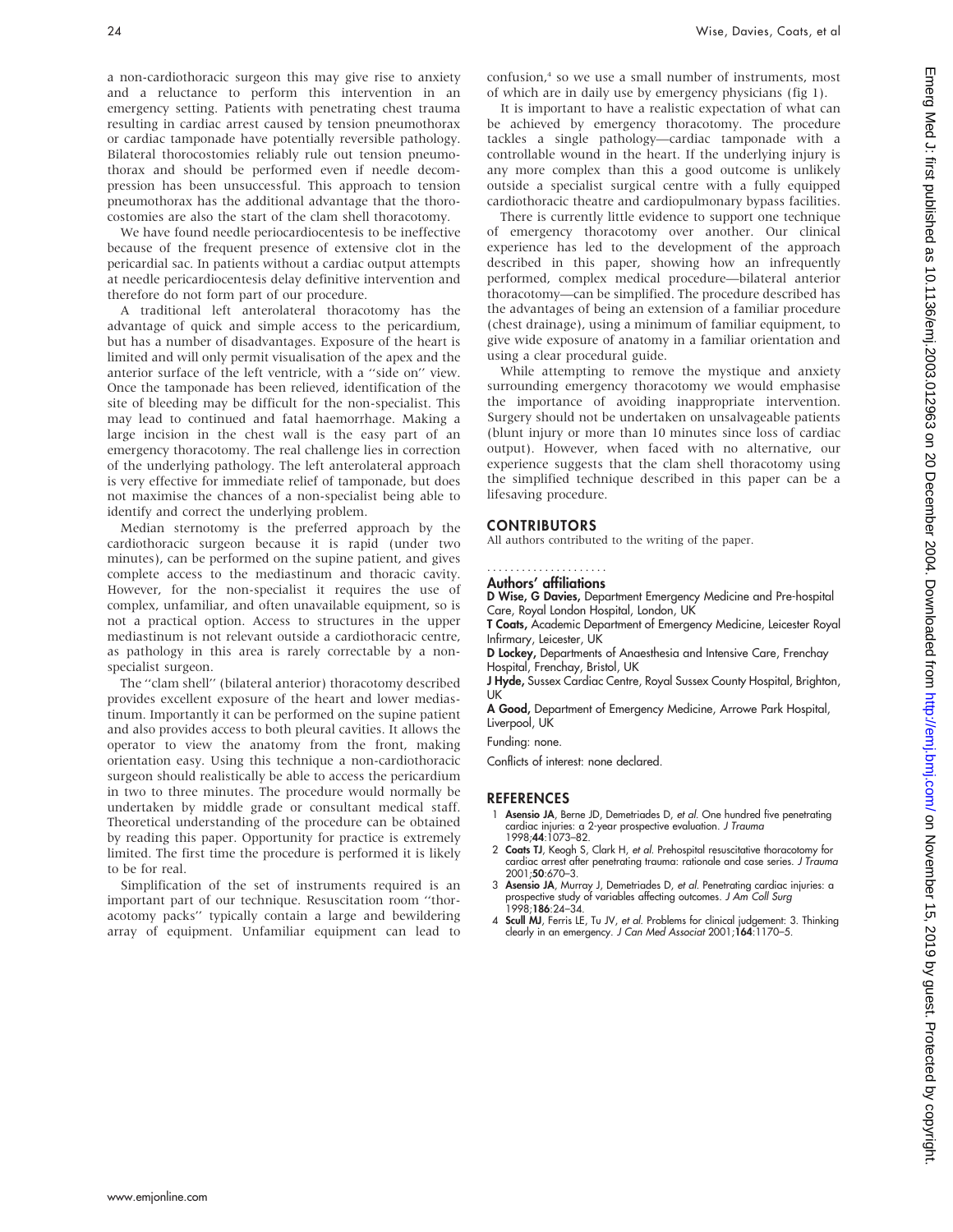a non-cardiothoracic surgeon this may give rise to anxiety and a reluctance to perform this intervention in an emergency setting. Patients with penetrating chest trauma resulting in cardiac arrest caused by tension pneumothorax or cardiac tamponade have potentially reversible pathology. Bilateral thorocostomies reliably rule out tension pneumothorax and should be performed even if needle decompression has been unsuccessful. This approach to tension pneumothorax has the additional advantage that the thorocostomies are also the start of the clam shell thoracotomy.

We have found needle periocardiocentesis to be ineffective because of the frequent presence of extensive clot in the pericardial sac. In patients without a cardiac output attempts at needle pericardiocentesis delay definitive intervention and therefore do not form part of our procedure.

A traditional left anterolateral thoracotomy has the advantage of quick and simple access to the pericardium, but has a number of disadvantages. Exposure of the heart is limited and will only permit visualisation of the apex and the anterior surface of the left ventricle, with a "side on" view. Once the tamponade has been relieved, identification of the site of bleeding may be difficult for the non-specialist. This may lead to continued and fatal haemorrhage. Making a large incision in the chest wall is the easy part of an emergency thoracotomy. The real challenge lies in correction of the underlying pathology. The left anterolateral approach is very effective for immediate relief of tamponade, but does not maximise the chances of a non-specialist being able to identify and correct the underlying problem.

Median sternotomy is the preferred approach by the cardiothoracic surgeon because it is rapid (under two minutes), can be performed on the supine patient, and gives complete access to the mediastinum and thoracic cavity. However, for the non-specialist it requires the use of complex, unfamiliar, and often unavailable equipment, so is not a practical option. Access to structures in the upper mediastinum is not relevant outside a cardiothoracic centre, as pathology in this area is rarely correctable by a non-specialist surgeon.

The "clam shell" (bilateral anterior) thoracotomy described provides excellent exposure of the heart and lower mediastinum. Importantly it can be performed on the supine patient and also provides access to both pleural cavities. It allows the operator to view the anatomy from the front, making orientation easy. Using this technique a non-cardiothoracic surgeon should realistically be able to access the pericardium in two to three minutes. The procedure would normally be undertaken by middle grade or consultant medical staff. Theoretical understanding of the procedure can be obtained by reading this paper. Opportunity for practice is extremely limited. The first time the procedure is performed it is likely to be for real.

Simplification of the set of instruments required is an important part of our technique. Resuscitation room "thoracotomy packs" typically contain a large and bewildering array of equipment. Unfamiliar equipment can lead to confusion,[4] so we use a small number of instruments, most of which are in daily use by emergency physicians (fig 1).

It is important to have a realistic expectation of what can be achieved by emergency thoracotomy. The procedure tackles a single pathology—cardiac tamponade with a controllable wound in the heart. If the underlying injury is any more complex than this a good outcome is unlikely outside a specialist surgical centre with a fully equipped cardiothoracic theatre and cardiopulmonary bypass facilities.

There is currently little evidence to support one technique of emergency thoracotomy over another. Our clinical experience has led to the development of the approach described in this paper, showing how an infrequently performed, complex medical procedure—bilateral anterior thoracotomy—can be simplified. The procedure described has the advantages of being an extension of a familiar procedure (chest drainage), using a minimum of familiar equipment, to give wide exposure of anatomy in a familiar orientation and using a clear procedural guide.

While attempting to remove the mystique and anxiety surrounding emergency thoracotomy we would emphasise the importance of avoiding inappropriate intervention. Surgery should not be undertaken on unsalvageable patients (blunt injury or more than 10 minutes since loss of cardiac output). However, when faced with no alternative, our experience suggests that the clam shell thoracotomy using the simplified technique described in this paper can be a lifesaving procedure.

## CONTRIBUTORS

All authors contributed to the writing of the paper.

### Authors' affiliations

**D Wise, G Davies,** Department Emergency Medicine and Pre-hospital Care, Royal London Hospital, London, UK

**T Coats,** Academic Department of Emergency Medicine, Leicester Royal Infirmary, Leicester, UK

**D Lockey,** Departments of Anaesthesia and Intensive Care, Frenchay Hospital, Frenchay, Bristol, UK

**J Hyde,** Sussex Cardiac Centre, Royal Sussex County Hospital, Brighton, UK

**A Good,** Department of Emergency Medicine, Arrowe Park Hospital, Liverpool, UK

Funding: none.

Conflicts of interest: none declared.

## REFERENCES

1. **Asensio JA**, Berne JD, Demetriades D, *et al.* One hundred five penetrating cardiac injuries: a 2-year prospective evaluation. *J Trauma* 1998;**44**:1073–82.
2. **Coats TJ**, Keogh S, Clark H, *et al.* Prehospital resuscitative thoracotomy for cardiac arrest after penetrating trauma: rationale and case series. *J Trauma* 2001;**50**:670–3.
3. **Asensio JA**, Murray J, Demetriades D, *et al.* Penetrating cardiac injuries: a prospective study of variables affecting outcomes. *J Am Coll Surg* 1998;**186**:24–34.
4. **Scull MJ**, Ferris LE, Tu JV, *et al.* Problems for clinical judgement: 3. Thinking clearly in an emergency. *J Can Med Associat* 2001;**164**:1170–5.